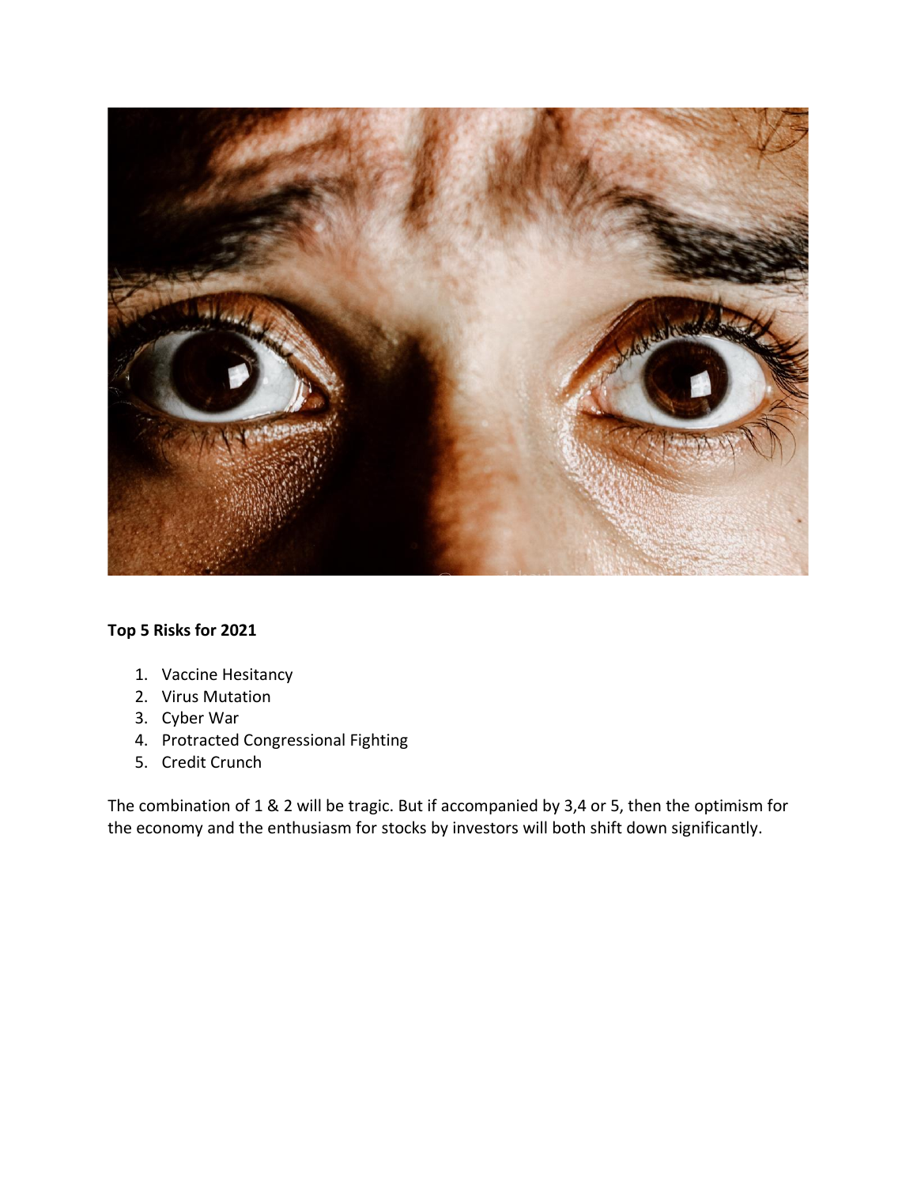**Top 5 Risks for 2021**

1. Vaccine Hesitancy
2. Virus Mutation
3. Cyber War
4. Protracted Congressional Fighting
5. Credit Crunch

The combination of 1 & 2 will be tragic. But if accompanied by 3,4 or 5, then the optimism for the economy and the enthusiasm for stocks by investors will both shift down significantly.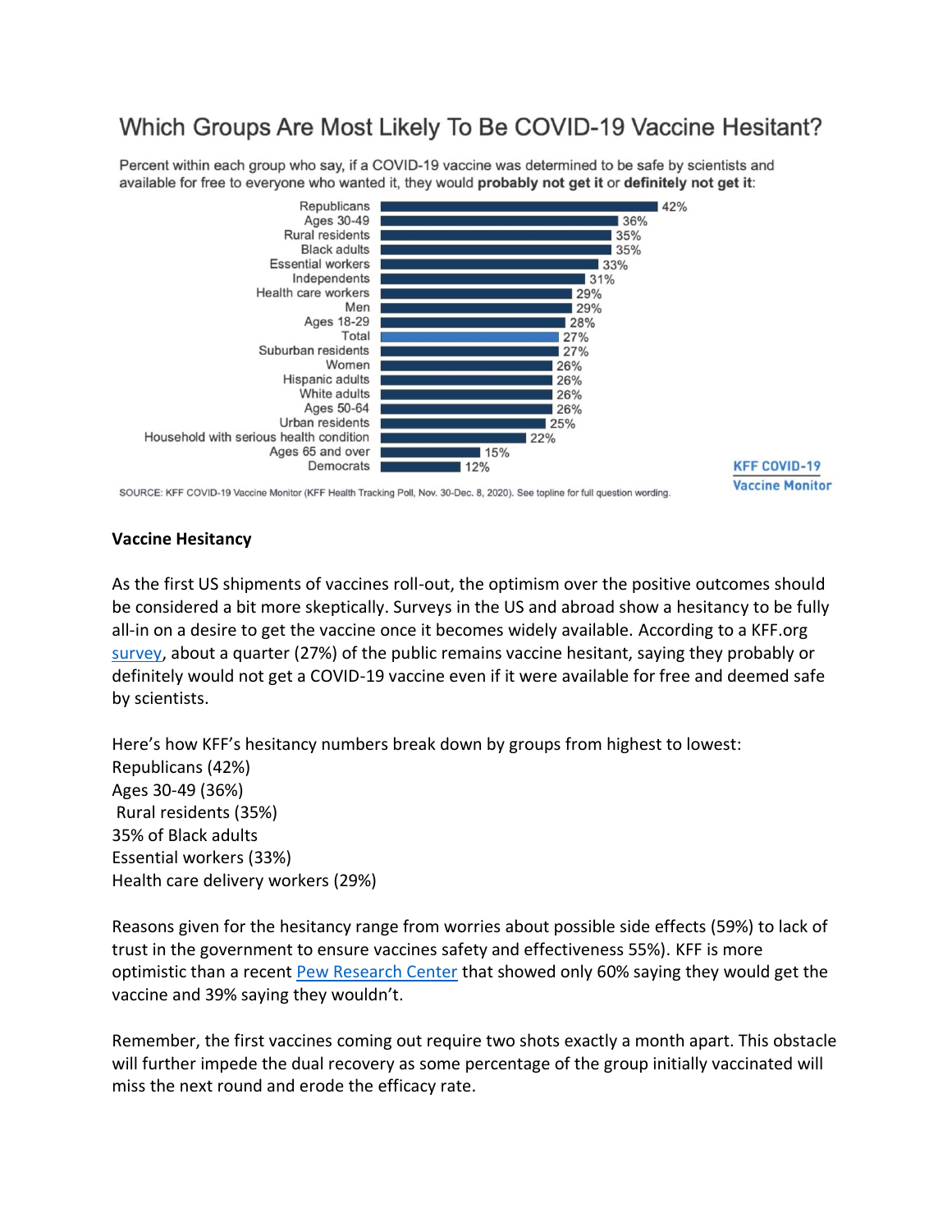## Which Groups Are Most Likely To Be COVID-19 Vaccine Hesitant?

Percent within each group who say, if a COVID-19 vaccine was determined to be safe by scientists and available for free to everyone who wanted it, they would **probably not get it** or **definitely not get it**:

Republicans 42%
Ages 30-49 36%
Rural residents 35%
Black adults 35%
Essential workers 33%
Independents 31%
Health care workers 29%
Men 29%
Ages 18-29 28%
Total 27%
Suburban residents 27%
Women 26%
Hispanic adults 26%
White adults 26%
Ages 50-64 26%
Urban residents 25%
Household with serious health condition 22%
Ages 65 and over 15%
Democrats 12%

SOURCE: KFF COVID-19 Vaccine Monitor (KFF Health Tracking Poll, Nov. 30-Dec. 8, 2020). See topline for full question wording.

KFF COVID-19 Vaccine Monitor

**Vaccine Hesitancy**

As the first US shipments of vaccines roll-out, the optimism over the positive outcomes should be considered a bit more skeptically. Surveys in the US and abroad show a hesitancy to be fully all-in on a desire to get the vaccine once it becomes widely available. According to a KFF.org survey, about a quarter (27%) of the public remains vaccine hesitant, saying they probably or definitely would not get a COVID-19 vaccine even if it were available for free and deemed safe by scientists.

Here's how KFF's hesitancy numbers break down by groups from highest to lowest:
Republicans (42%)
Ages 30-49 (36%)
Rural residents (35%)
35% of Black adults
Essential workers (33%)
Health care delivery workers (29%)

Reasons given for the hesitancy range from worries about possible side effects (59%) to lack of trust in the government to ensure vaccines safety and effectiveness 55%). KFF is more optimistic than a recent Pew Research Center that showed only 60% saying they would get the vaccine and 39% saying they wouldn't.

Remember, the first vaccines coming out require two shots exactly a month apart. This obstacle will further impede the dual recovery as some percentage of the group initially vaccinated will miss the next round and erode the efficacy rate.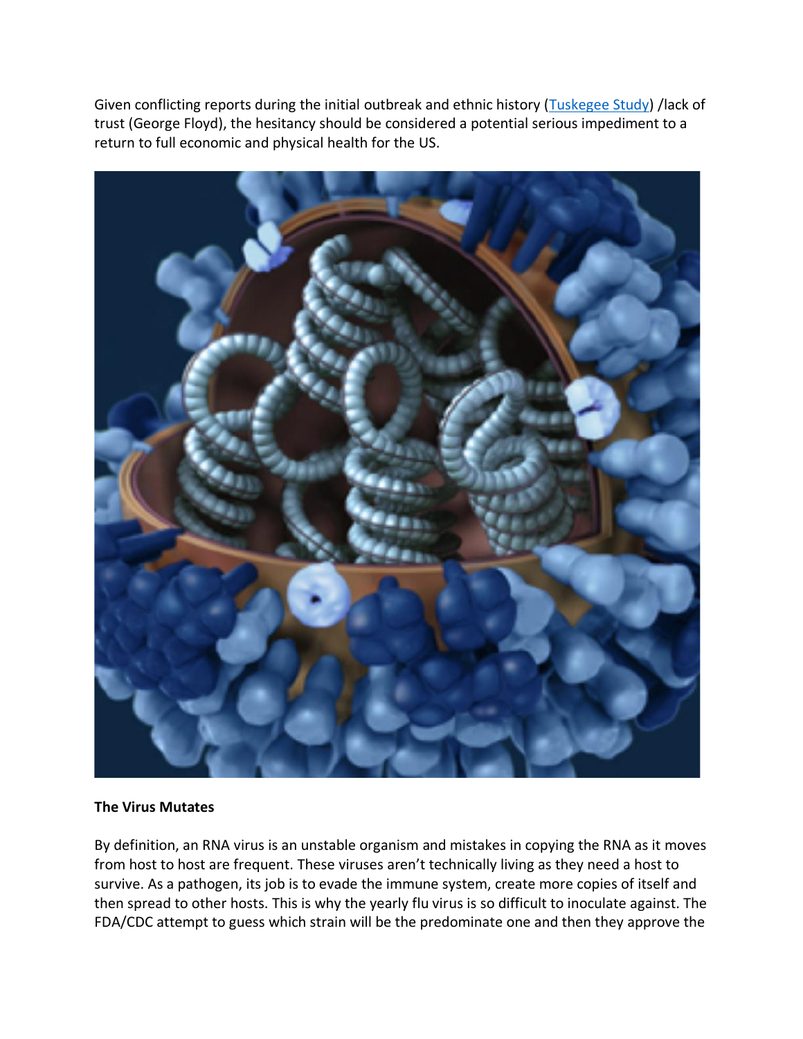Given conflicting reports during the initial outbreak and ethnic history ([Tuskegee Study](Tuskegee Study)) /lack of trust (George Floyd), the hesitancy should be considered a potential serious impediment to a return to full economic and physical health for the US.

**The Virus Mutates**

By definition, an RNA virus is an unstable organism and mistakes in copying the RNA as it moves from host to host are frequent. These viruses aren't technically living as they need a host to survive. As a pathogen, its job is to evade the immune system, create more copies of itself and then spread to other hosts. This is why the yearly flu virus is so difficult to inoculate against. The FDA/CDC attempt to guess which strain will be the predominate one and then they approve the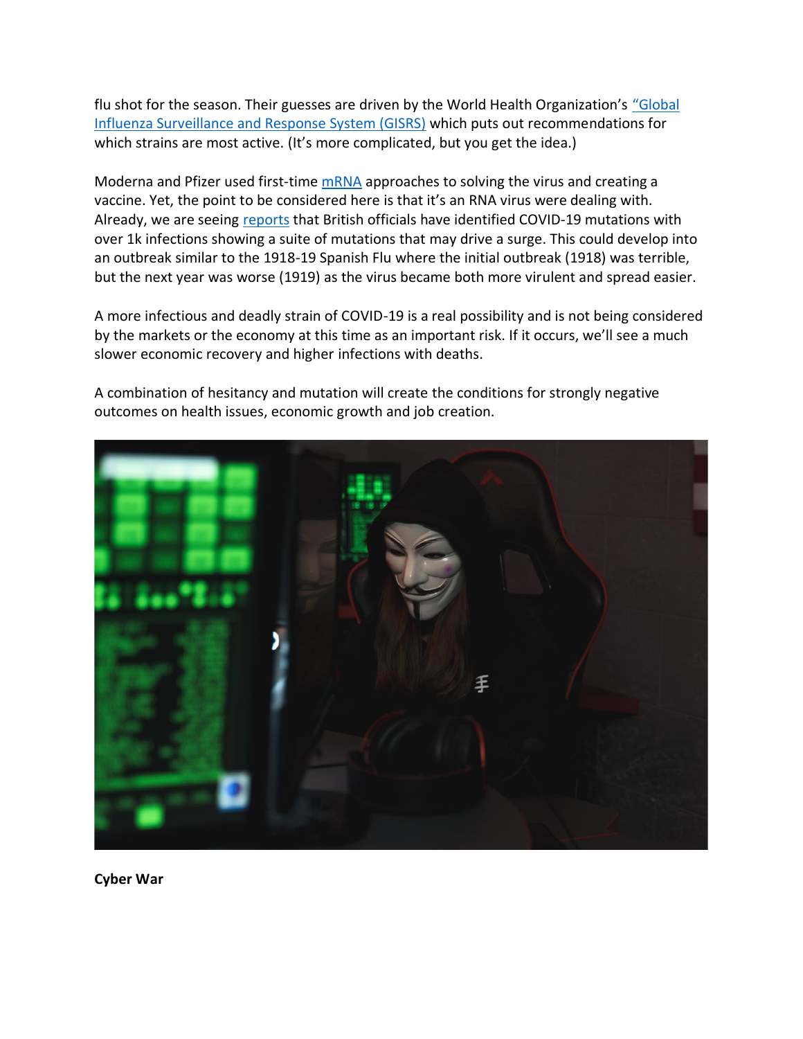flu shot for the season. Their guesses are driven by the World Health Organization's "Global Influenza Surveillance and Response System (GISRS) which puts out recommendations for which strains are most active. (It's more complicated, but you get the idea.)

Moderna and Pfizer used first-time mRNA approaches to solving the virus and creating a vaccine. Yet, the point to be considered here is that it's an RNA virus were dealing with. Already, we are seeing reports that British officials have identified COVID-19 mutations with over 1k infections showing a suite of mutations that may drive a surge. This could develop into an outbreak similar to the 1918-19 Spanish Flu where the initial outbreak (1918) was terrible, but the next year was worse (1919) as the virus became both more virulent and spread easier.

A more infectious and deadly strain of COVID-19 is a real possibility and is not being considered by the markets or the economy at this time as an important risk. If it occurs, we'll see a much slower economic recovery and higher infections with deaths.

A combination of hesitancy and mutation will create the conditions for strongly negative outcomes on health issues, economic growth and job creation.

**Cyber War**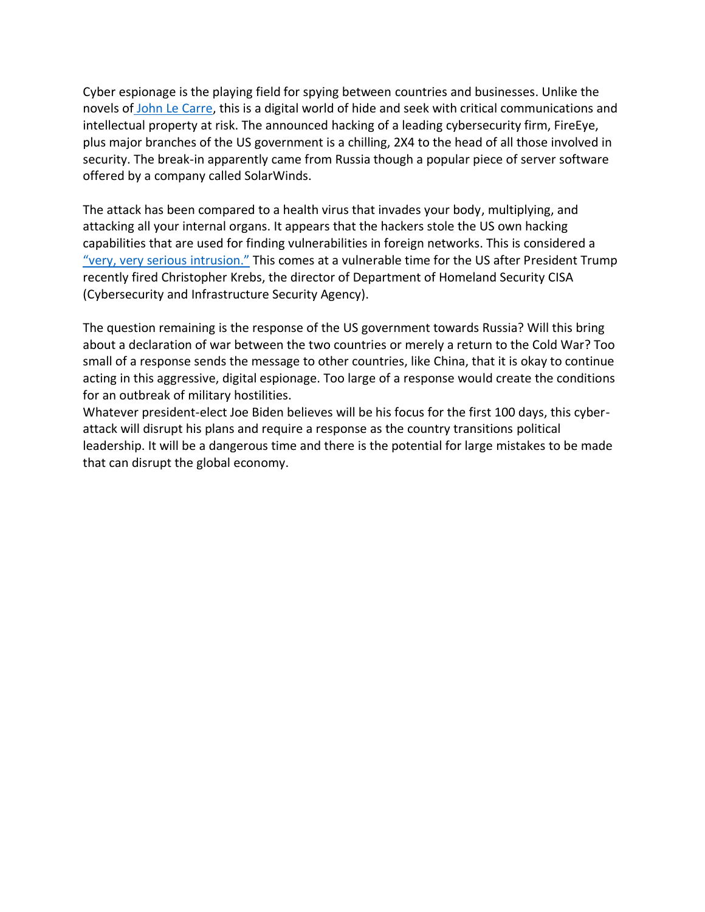Cyber espionage is the playing field for spying between countries and businesses. Unlike the novels of John Le Carre, this is a digital world of hide and seek with critical communications and intellectual property at risk. The announced hacking of a leading cybersecurity firm, FireEye, plus major branches of the US government is a chilling, 2X4 to the head of all those involved in security. The break-in apparently came from Russia though a popular piece of server software offered by a company called SolarWinds.

The attack has been compared to a health virus that invades your body, multiplying, and attacking all your internal organs. It appears that the hackers stole the US own hacking capabilities that are used for finding vulnerabilities in foreign networks. This is considered a "very, very serious intrusion." This comes at a vulnerable time for the US after President Trump recently fired Christopher Krebs, the director of Department of Homeland Security CISA (Cybersecurity and Infrastructure Security Agency).

The question remaining is the response of the US government towards Russia? Will this bring about a declaration of war between the two countries or merely a return to the Cold War? Too small of a response sends the message to other countries, like China, that it is okay to continue acting in this aggressive, digital espionage. Too large of a response would create the conditions for an outbreak of military hostilities.

Whatever president-elect Joe Biden believes will be his focus for the first 100 days, this cyber-attack will disrupt his plans and require a response as the country transitions political leadership. It will be a dangerous time and there is the potential for large mistakes to be made that can disrupt the global economy.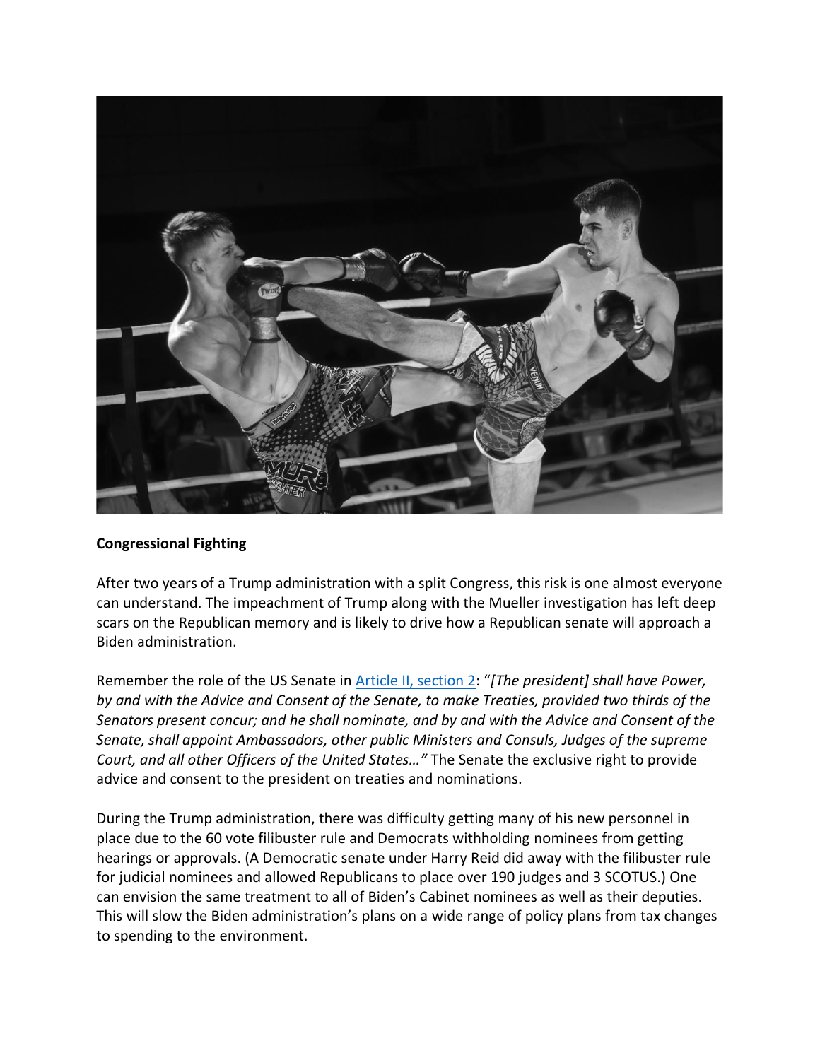**Congressional Fighting**

After two years of a Trump administration with a split Congress, this risk is one almost everyone can understand. The impeachment of Trump along with the Mueller investigation has left deep scars on the Republican memory and is likely to drive how a Republican senate will approach a Biden administration.

Remember the role of the US Senate in [Article II, section 2](): "*[The president] shall have Power, by and with the Advice and Consent of the Senate, to make Treaties, provided two thirds of the Senators present concur; and he shall nominate, and by and with the Advice and Consent of the Senate, shall appoint Ambassadors, other public Ministers and Consuls, Judges of the supreme Court, and all other Officers of the United States…"* The Senate the exclusive right to provide advice and consent to the president on treaties and nominations.

During the Trump administration, there was difficulty getting many of his new personnel in place due to the 60 vote filibuster rule and Democrats withholding nominees from getting hearings or approvals. (A Democratic senate under Harry Reid did away with the filibuster rule for judicial nominees and allowed Republicans to place over 190 judges and 3 SCOTUS.) One can envision the same treatment to all of Biden's Cabinet nominees as well as their deputies. This will slow the Biden administration's plans on a wide range of policy plans from tax changes to spending to the environment.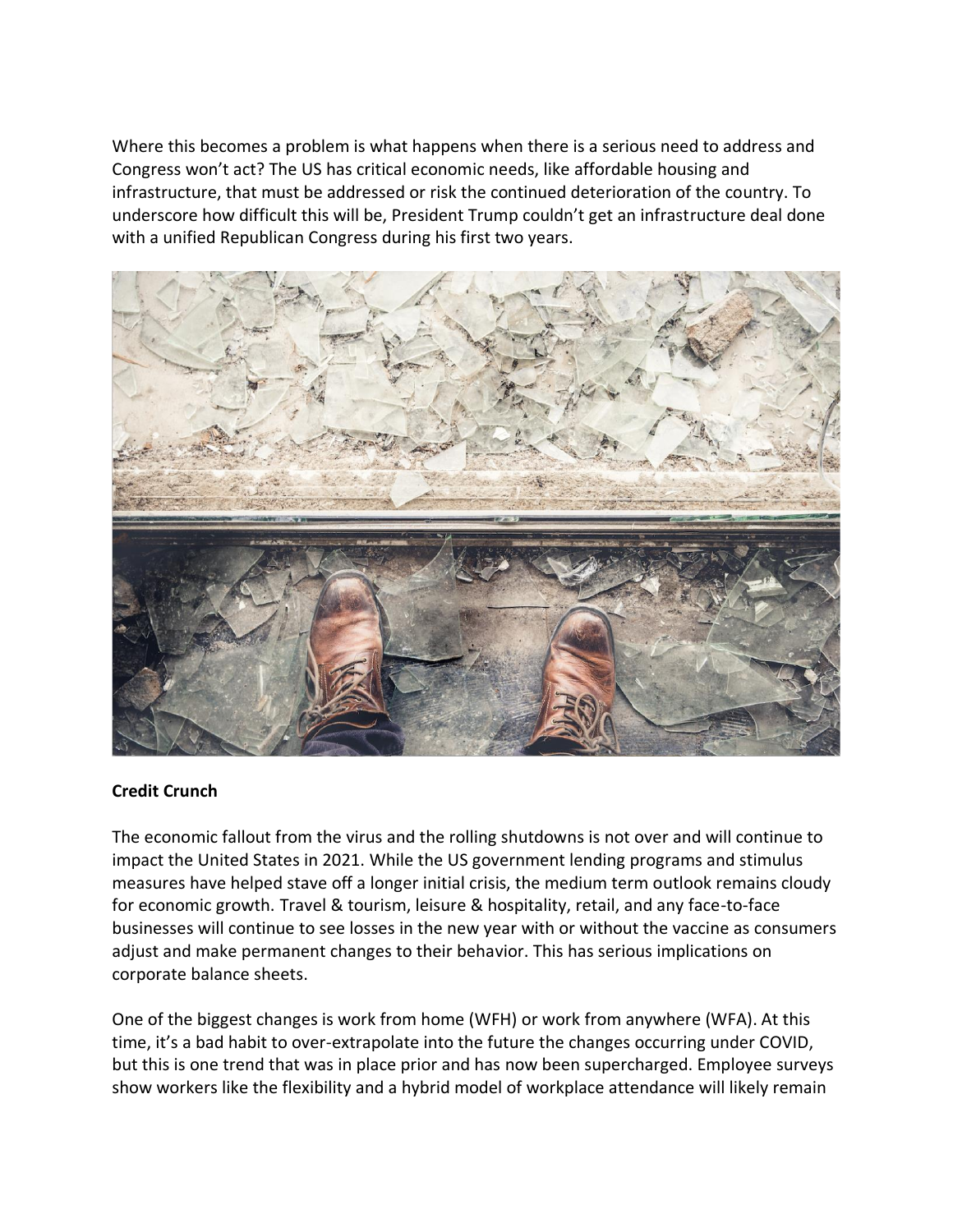Where this becomes a problem is what happens when there is a serious need to address and Congress won't act? The US has critical economic needs, like affordable housing and infrastructure, that must be addressed or risk the continued deterioration of the country. To underscore how difficult this will be, President Trump couldn't get an infrastructure deal done with a unified Republican Congress during his first two years.

**Credit Crunch**

The economic fallout from the virus and the rolling shutdowns is not over and will continue to impact the United States in 2021. While the US government lending programs and stimulus measures have helped stave off a longer initial crisis, the medium term outlook remains cloudy for economic growth. Travel & tourism, leisure & hospitality, retail, and any face-to-face businesses will continue to see losses in the new year with or without the vaccine as consumers adjust and make permanent changes to their behavior. This has serious implications on corporate balance sheets.

One of the biggest changes is work from home (WFH) or work from anywhere (WFA). At this time, it's a bad habit to over-extrapolate into the future the changes occurring under COVID, but this is one trend that was in place prior and has now been supercharged. Employee surveys show workers like the flexibility and a hybrid model of workplace attendance will likely remain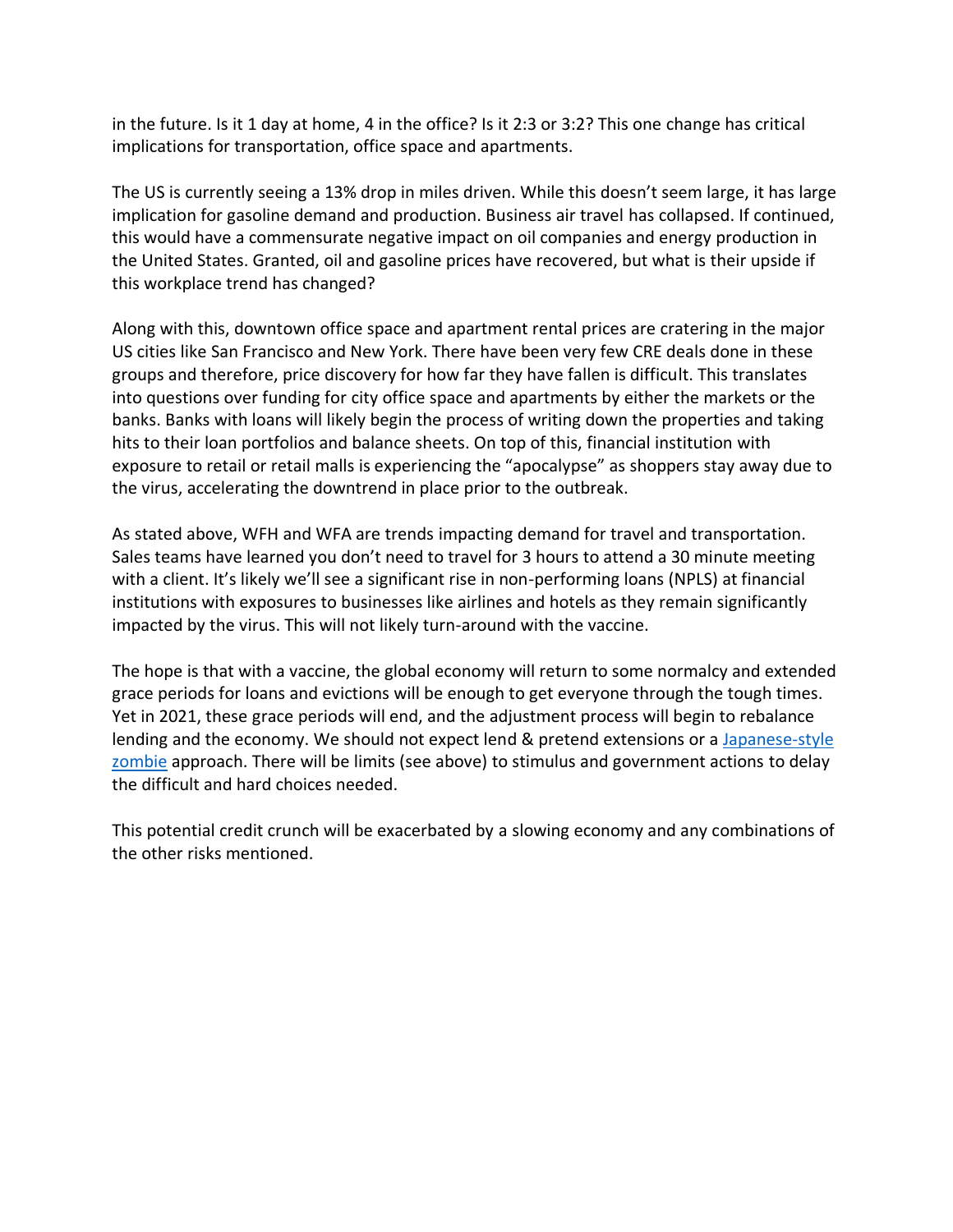in the future. Is it 1 day at home, 4 in the office? Is it 2:3 or 3:2? This one change has critical implications for transportation, office space and apartments.

The US is currently seeing a 13% drop in miles driven. While this doesn't seem large, it has large implication for gasoline demand and production. Business air travel has collapsed. If continued, this would have a commensurate negative impact on oil companies and energy production in the United States. Granted, oil and gasoline prices have recovered, but what is their upside if this workplace trend has changed?

Along with this, downtown office space and apartment rental prices are cratering in the major US cities like San Francisco and New York. There have been very few CRE deals done in these groups and therefore, price discovery for how far they have fallen is difficult. This translates into questions over funding for city office space and apartments by either the markets or the banks. Banks with loans will likely begin the process of writing down the properties and taking hits to their loan portfolios and balance sheets. On top of this, financial institution with exposure to retail or retail malls is experiencing the "apocalypse" as shoppers stay away due to the virus, accelerating the downtrend in place prior to the outbreak.

As stated above, WFH and WFA are trends impacting demand for travel and transportation. Sales teams have learned you don't need to travel for 3 hours to attend a 30 minute meeting with a client. It's likely we'll see a significant rise in non-performing loans (NPLS) at financial institutions with exposures to businesses like airlines and hotels as they remain significantly impacted by the virus. This will not likely turn-around with the vaccine.

The hope is that with a vaccine, the global economy will return to some normalcy and extended grace periods for loans and evictions will be enough to get everyone through the tough times. Yet in 2021, these grace periods will end, and the adjustment process will begin to rebalance lending and the economy. We should not expect lend & pretend extensions or a Japanese-style zombie approach. There will be limits (see above) to stimulus and government actions to delay the difficult and hard choices needed.

This potential credit crunch will be exacerbated by a slowing economy and any combinations of the other risks mentioned.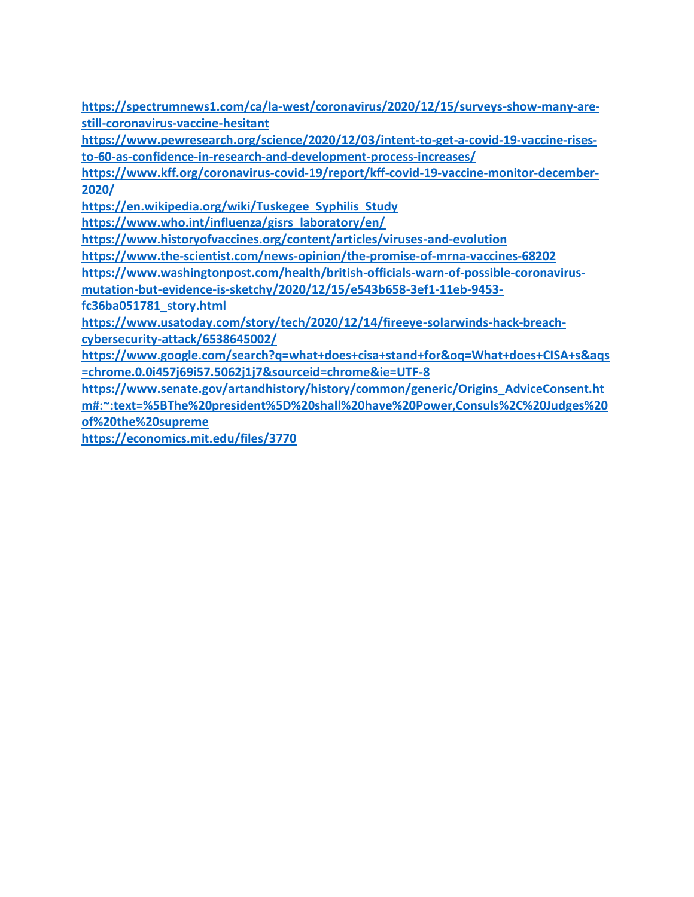https://spectrumnews1.com/ca/la-west/coronavirus/2020/12/15/surveys-show-many-are-still-coronavirus-vaccine-hesitant

https://www.pewresearch.org/science/2020/12/03/intent-to-get-a-covid-19-vaccine-rises-to-60-as-confidence-in-research-and-development-process-increases/

https://www.kff.org/coronavirus-covid-19/report/kff-covid-19-vaccine-monitor-december-2020/

https://en.wikipedia.org/wiki/Tuskegee_Syphilis_Study

https://www.who.int/influenza/gisrs_laboratory/en/

https://www.historyofvaccines.org/content/articles/viruses-and-evolution

https://www.the-scientist.com/news-opinion/the-promise-of-mrna-vaccines-68202

https://www.washingtonpost.com/health/british-officials-warn-of-possible-coronavirus-mutation-but-evidence-is-sketchy/2020/12/15/e543b658-3ef1-11eb-9453-fc36ba051781_story.html

https://www.usatoday.com/story/tech/2020/12/14/fireeye-solarwinds-hack-breach-cybersecurity-attack/6538645002/

https://www.google.com/search?q=what+does+cisa+stand+for&oq=What+does+CISA+s&aqs=chrome.0.0i457j69i57.5062j1j7&sourceid=chrome&ie=UTF-8

https://www.senate.gov/artandhistory/history/common/generic/Origins_AdviceConsent.htm#:~:text=%5BThe%20president%5D%20shall%20have%20Power,Consuls%2C%20Judges%20of%20the%20supreme

https://economics.mit.edu/files/3770